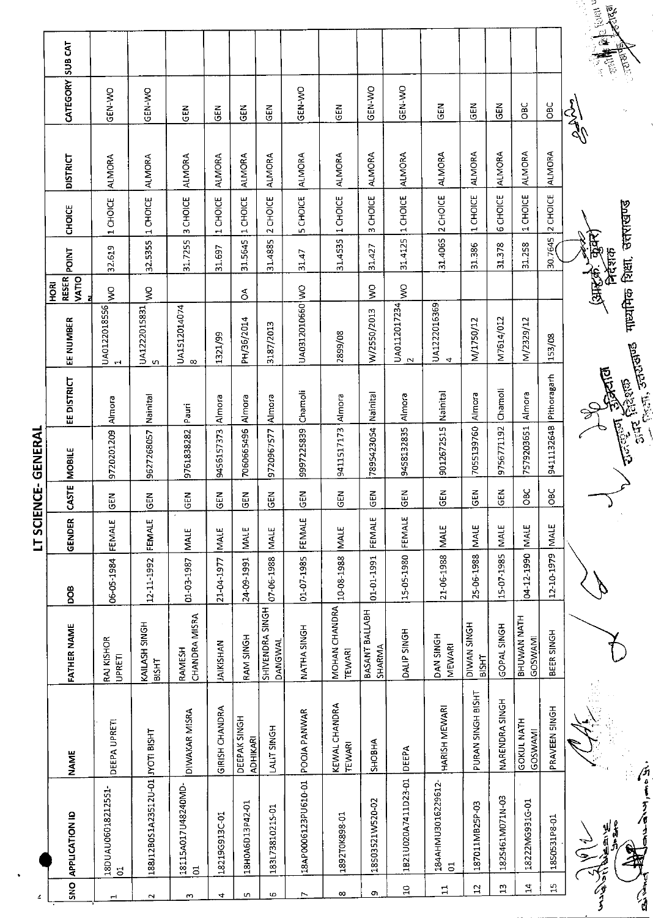# LT SCIENCE- GENERAL

| SNO | APPLICATION ID | NAME | FATHER NAME | DOB | GENDER | CASTE | MOBILE | EE DISTRICT | EE NUMBER | HORI RESERVATION | POINT | CHOICE | DISTRICT | CATEGORY | SUB CAT |
|---|---|---|---|---|---|---|---|---|---|---|---|---|---|---|---|
| 1 | 18DUAU0601821255 1-01 | DEEPA UPRETI | RAJ KISHOR UPRETI | 06-05-1984 | FEMALE | GEN | 9720201209 | Almora | UA01220185561 | WO | 32.619 | 1 CHOICE | ALMORA | GEN-WO | |
| 2 | 188J12BO51A23512U-01 | JYOTI BISHT | KAILASH SINGH BISHT | 12-11-1992 | FEMALE | GEN | 9627268057 | Nainital | UA12220158315 | WO | 32.5355 | 1 CHOICE | ALMORA | GEN-WO | |
| 3 | 18115A017U48240MD-01 | DIWAKAR MISRA | RAMESH CHANDRA MISRA | 01-03-1987 | MALE | GEN | 9761838282 | Pauri | UA15120140748 | | 31.7255 | 3 CHOICE | ALMORA | GEN | |
| 4 | 18219G913C-01 | GIRISH CHANDRA | JAIKISHAN | 21-04-1977 | MALE | GEN | 9456157373 | Almora | 1321/99 | | 31.697 | 1 CHOICE | ALMORA | GEN | |
| 5 | 18H0A6D13P42-01 | DEEPAK SINGH ADHIKARI | RAM SINGH | 24-09-1991 | MALE | GEN | 7060665496 | Almora | PH/36/2014 | OA | 31.5645 | 1 CHOICE | ALMORA | GEN | |
| 6 | 183I7381021S-01 | LALIT SINGH | SHIVENDRA SINGH DANGWAL | 07-06-1988 | MALE | GEN | 9720967577 | Almora | 3187/2013 | | 31.4885 | 2 CHOICE | ALMORA | GEN | |
| 7 | 18AP0006123PU610-01 | POOJA PANWAR | NATHA SINGH | 01-07-1985 | FEMALE | GEN | 9997225839 | Chamoli | UA0312010660 | WO | 31.47 | 5 CHOICE | ALMORA | GEN-WO | |
| 8 | 1892T0K898-01 | KEWAL CHANDRA TEWARI | MOHAN CHANDRA TEWARI | 10-08-1988 | MALE | GEN | 9411517173 | Almora | 2899/08 | | 31.4535 | 1 CHOICE | ALMORA | GEN | |
| 9 | 18S03521W520-02 | SHOBHA | BASANT BALLABH SHARMA | 01-01-1991 | FEMALE | GEN | 7895423054 | Nainital | W/2550/2013 | WO | 31.427 | 3 CHOICE | ALMORA | GEN-WO | |
| 10 | 1B21U020A7411D23-01 | DEEPA | DALIP SINGH | 15-05-1980 | FEMALE | GEN | 9458132835 | Almora | UA0112017234 2 | WO | 31.4125 | 1 CHOICE | ALMORA | GEN-WO | |
| 11 | 184AHMU301622961 2-01 | HARISH MEWARI | DAN SINGH MEWARI | 21-06-1988 | MALE | GEN | 9012672515 | Nainital | UA12220163694 | | 31.4065 | 2 CHOICE | ALMORA | GEN | |
| 12 | 187011MB25P-03 | PURAN SINGH BISHT | DIWAN SINGH BISHT | 25-06-1988 | MALE | GEN | 7055139760 | Almora | M/1750/12 | | 31.386 | 1 CHOICE | ALMORA | GEN | |
| 13 | 1825461M071N-03 | NARENDRA SINGH | GOPAL SINGH | 15-07-1985 | MALE | GEN | 9756771192 | Chamoli | M7614/012 | | 31.378 | 6 CHOICE | ALMORA | GEN | |
| 14 | 18222MG931G-01 | GOKUL NATH GOSWAMI | BHUWAN NATH GOSWAMI | 04-12-1990 | MALE | OBC | 7579203651 | Almora | M/2329/12 | | 31.258 | 1 CHOICE | ALMORA | OBC | |
| 15 | 1850531P8-01 | PRAVEEN SINGH | BEER SINGH | 12-10-1979 | MALE | OBC | 9411132648 | Pithoragarh | 153/08 | | 30.7645 | 2 CHOICE | ALMORA | OBC | |

(आर.के. कुँवर)
निदेशक
माध्यमिक शिक्षा, उत्तराखण्ड

उपनिदेशक
उत्तर शिक्षा, उत्तराखण्ड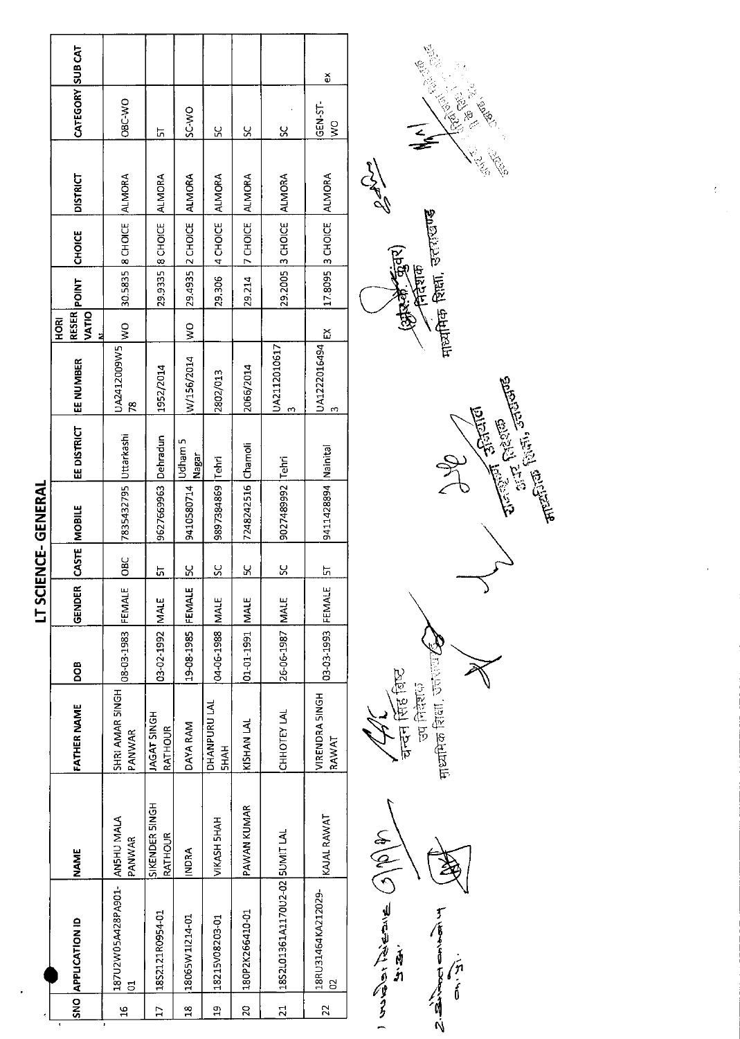# LT SCIENCE- GENERAL

| SNO | APPLICATION ID | NAME | FATHER NAME | DOB | GENDER | CASTE | MOBILE | EE DISTRICT | EE NUMBER | HORI RESER VATION | POINT | CHOICE | DISTRICT | CATEGORY | SUB CAT |
|---|---|---|---|---|---|---|---|---|---|---|---|---|---|---|---|
| 16 | 187U2W05A428PA901-01 | ANSHU MALA PANWAR | SHRI AMAR SINGH PANWAR | 08-03-1983 | FEMALE | OBC | 7835432795 | Uttarkashi | UA2412009W578 | WO | 30.5835 | 8 CHOICE | ALMORA | OBC-WO | |
| 17 | 18S2121R0954-01 | SIKENDER SINGH RATHOUR | JAGAT SINGH RATHOUR | 03-02-1992 | MALE | ST | 9627669963 | Dehradun | 1952/2014 | | 29.9335 | 8 CHOICE | ALMORA | ST | |
| 18 | 18065W1I214-01 | INDRA | DAYA RAM | 19-08-1985 | FEMALE | SC | 9410580714 | Udham S Nagar | W/156/2014 | WO | 29.4935 | 2 CHOICE | ALMORA | SC-WO | |
| 19 | 18215V08203-01 | VIKASH SHAH | DHANPURU LAL SHAH | 04-06-1988 | MALE | SC | 9897384869 | Tehri | 2802/013 | | 29.306 | 4 CHOICE | ALMORA | SC | |
| 20 | 180P2K266410-01 | PAWAN KUMAR | KISHAN LAL | 01-01-1991 | MALE | SC | 7248242516 | Chamoli | 2066/2014 | | 29.214 | 7 CHOICE | ALMORA | SC | |
| 21 | 18S2L01361A1170U2-02 | SUMIT LAL | CHHOTEY LAL | 26-06-1987 | MALE | SC | 9027489992 | Tehri | UA21120106173 | | 29.2005 | 3 CHOICE | ALMORA | SC | |
| 22 | 18RU31464KA212029-02 | KAJAL RAWAT | VIRENDRA SINGH RAWAT | 03-03-1993 | FEMALE | ST | 9411428894 | Nainital | UA12220164943 | EX | 17.8095 | 3 CHOICE | ALMORA | GEN-ST-WO | ex |

चन्दन सिंह बिष्ट
उप निदेशक
माध्यमिक शिक्षा, उत्तराखण्ड

अपर निदेशक
माध्यमिक शिक्षा, उत्तराखण्ड

(आर.के. कुंवर)
निदेशक
माध्यमिक शिक्षा, उत्तराखण्ड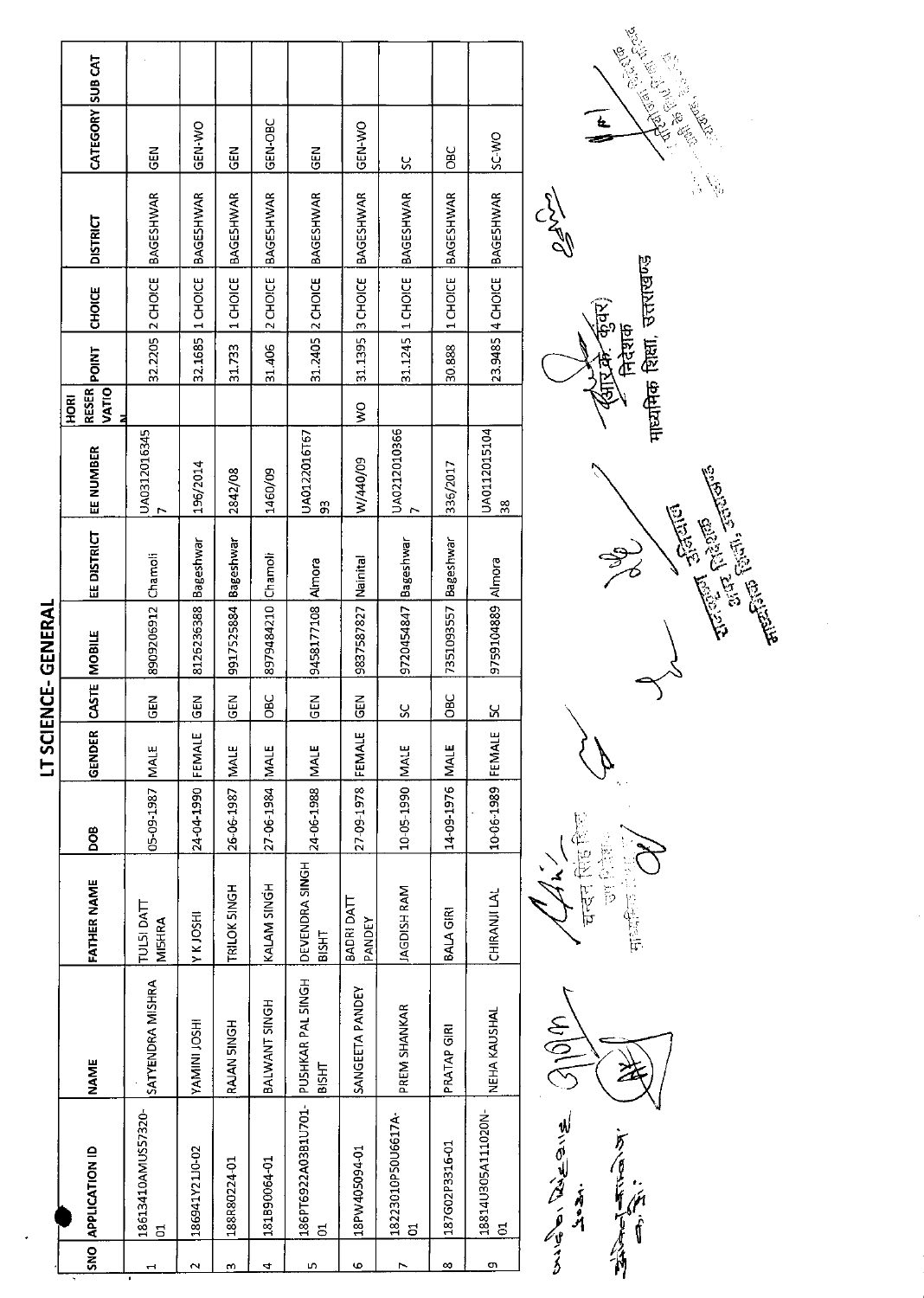# LT SCIENCE- GENERAL

| SNO | APPLICATION ID | NAME | FATHER NAME | DOB | GENDER | CASTE | MOBILE | EE DISTRICT | EE NUMBER | HORI RESER VATION | POINT | CHOICE | DISTRICT | CATEGORY | SUB CAT |
|---|---|---|---|---|---|---|---|---|---|---|---|---|---|---|---|
| 1 | 18613410AMUS57320-01 | SATYENDRA MISHRA | TULSI DATT MISHRA | 05-09-1987 | MALE | GEN | 8909206912 | Chamoli | UA03120163457 | | 32.2205 | 2 CHOICE | BAGESHWAR | GEN | |
| 2 | 186941Y21J0-02 | YAMINI JOSHI | Y K JOSHI | 24-04-1990 | FEMALE | GEN | 8126236388 | Bageshwar | 196/2014 | | 32.1685 | 1 CHOICE | BAGESHWAR | GEN-WO | |
| 3 | 188R80224-01 | RAJAN SINGH | TRILOK SINGH | 26-06-1987 | MALE | GEN | 9917525884 | Bageshwar | 2842/08 | | 31.733 | 1 CHOICE | BAGESHWAR | GEN | |
| 4 | 181B90064-01 | BALWANT SINGH | KALAM SINGH | 27-06-1984 | MALE | OBC | 8979484210 | Chamoli | 1460/09 | | 31.406 | 2 CHOICE | BAGESHWAR | GEN-OBC | |
| 5 | 186PT6922A03B1U701-01 | PUSHKAR PAL SINGH BISHT | DEVENDRA SINGH BISHT | 24-06-1988 | MALE | GEN | 9458177108 | Almora | UA01220161 67 93 | | 31.2405 | 2 CHOICE | BAGESHWAR | GEN | |
| 6 | 18PW405094-01 | SANGEETA PANDEY | BADRI DATT PANDEY | 27-09-1978 | FEMALE | GEN | 9837587827 | Nainital | W/440/09 | WO | 31.1395 | 3 CHOICE | BAGESHWAR | GEN-WO | |
| 7 | 18223010P50U6617A-01 | PREM SHANKAR | JAGDISH RAM | 10-05-1990 | MALE | SC | 9720454847 | Bageshwar | UA02120103667 | | 31.1245 | 1 CHOICE | BAGESHWAR | SC | |
| 8 | 187G02P3316-01 | PRATAP GIRI | BALA GIRI | 14-09-1976 | MALE | OBC | 7351093557 | Bageshwar | 336/2017 | | 30.888 | 1 CHOICE | BAGESHWAR | OBC | |
| 9 | 18814U305A111020N-01 | NEHA KAUSHAL | CHIRANJI LAL | 10-06-1989 | FEMALE | SC | 9759104889 | Almora | UA01120151 0438 | | 23.9485 | 4 CHOICE | BAGESHWAR | SC-WO | |

(आर.के. कुंवर)
निदेशक
माध्यमिक शिक्षा, उत्तराखण्ड

अपर निदेशक
माध्यमिक शिक्षा, उत्तराखण्ड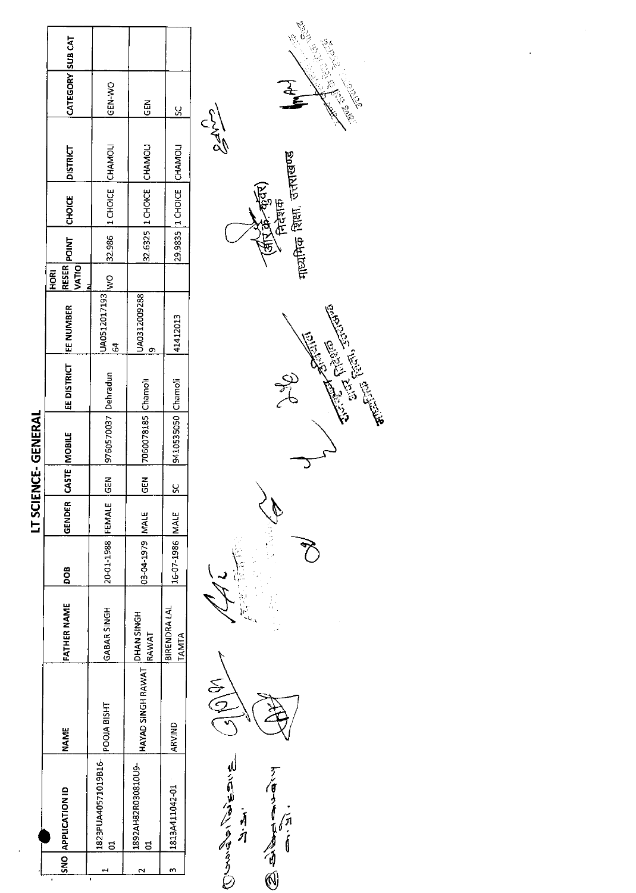# LT SCIENCE- GENERAL

| SNO | APPLICATION ID | NAME | FATHER NAME | DOB | GENDER | CASTE | MOBILE | EE DISTRICT | EE NUMBER | HORI RESERVATION | POINT | CHOICE | DISTRICT | CATEGORY | SUB CAT |
|---|---|---|---|---|---|---|---|---|---|---|---|---|---|---|---|
| 1 | 1823PUA40571019B16-01 | POOJA BISHT | GABAR SINGH | 20-01-1988 | FEMALE | GEN | 9760570037 | Dehradun | UA051201719364 | WO | 32.986 | 1 CHOICE | CHAMOLI | GEN-WO | |
| 2 | 1892AH82R030810U9-01 | HAYAD SINGH RAWAT | DHAN SINGH RAWAT | 03-04-1979 | MALE | GEN | 7060078185 | Chamoli | UA0312009288 9 | | 32.6325 | 1 CHOICE | CHAMOLI | GEN | |
| 3 | 1813A411042-01 | ARVIND | BIRENDRA LAL TAMTA | 16-07-1986 | MALE | SC | 9410535050 | Chamoli | 41412013 | | 29.9835 | 1 CHOICE | CHAMOLI | SC | |

(आर.के. कुँवर)
निदेशक
माध्यमिक शिक्षा, उत्तराखण्ड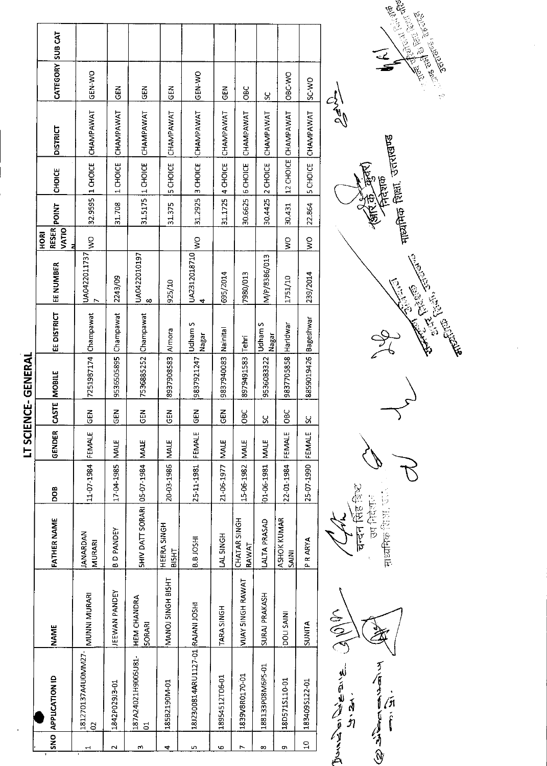# LT SCIENCE- GENERAL

| SNO | APPLICATION ID | NAME | FATHER NAME | DOB | GENDER | CASTE | MOBILE | EE DISTRICT | EE NUMBER | HORI RESER VATION | POINT | CHOICE | DISTRICT | CATEGORY | SUB CAT |
|---|---|---|---|---|---|---|---|---|---|---|---|---|---|---|---|
| 1 | 181270137A4U0MM27-02 | MUNNI MURARI | JANARDAN MURARI | 11-07-1984 | FEMALE | GEN | 7251987174 | Champawat | UA04220117377 | WO | 32.9595 | 1 CHOICE | CHAMPAWAT | GEN-WO | |
| 2 | 1842P029J3-01 | JEEWAN PANDEY | B D PANDEY | 17-04-1985 | MALE | GEN | 9536505895 | Champawat | 2243/09 | | 31.708 | 1 CHOICE | CHAMPAWAT | GEN | |
| 3 | 187A24021H9005U81-01 | HEM CHANDRA SORARI | SHIV DATT SORARI | 05-07-1984 | MALE | GEN | 7536885252 | Champawat | UA04220101978 | | 31.5175 | 1 CHOICE | CHAMPAWAT | GEN | |
| 4 | 185B2190M-01 | MANOJ SINGH BISHT | HEERA SINGH BISHT | 20-03-1986 | MALE | GEN | 8937908583 | Almora | 925/10 | | 31.375 | 5 CHOICE | CHAMPAWAT | GEN | |
| 5 | 18J2300814ARU1127-01 | RAJANI JOSHI | B.B JOSHI | 25-11-1981 | FEMALE | GEN | 9837921247 | Udham S Nagar | UA23120187104 | WO | 31.2925 | 3 CHOICE | CHAMPAWAT | GEN-WO | |
| 6 | 18954S12T06-01 | TARA SINGH | LAL SINGH | 21-06-1977 | MALE | GEN | 9837940083 | Nainital | 695/2014 | | 31.1725 | 4 CHOICE | CHAMPAWAT | GEN | |
| 7 | 1839V8R0170-01 | VIJAY SINGH RAWAT | CHATAR SINGH RAWAT | 15-06-1982 | MALE | OBC | 8979491583 | Tehri | 7980/013 | | 30.6625 | 6 CHOICE | CHAMPAWAT | OBC | |
| 8 | 188133P08M6PS-01 | SURAJ PRAKASH | LALTA PRASAD | 01-06-1981 | MALE | SC | 9536083322 | Udham S Nagar | M/P/8386/013 | | 30.4425 | 2 CHOICE | CHAMPAWAT | SC | |
| 9 | 18D571S110-01 | DOLI SAINI | ASHOK KUMAR SAINI | 22-01-1984 | FEMALE | OBC | 9837705858 | Haridwar | 1751/10 | WO | 30.431 | 12 CHOICE | CHAMPAWAT | OBC-WO | |
| 10 | 183409S122-01 | SUNITA | P R ARYA | 25-07-1990 | FEMALE | SC | 8859019426 | Bageshwar | 239/2014 | WO | 22.864 | 5 CHOICE | CHAMPAWAT | SC-WO | |

चन्दन सिंह बिष्ट
उप निदेशक
माध्यमिक शिक्षा, उत्तराखण्ड

(आर.के. कुंवर)
निदेशक
माध्यमिक शिक्षा, उत्तराखण्ड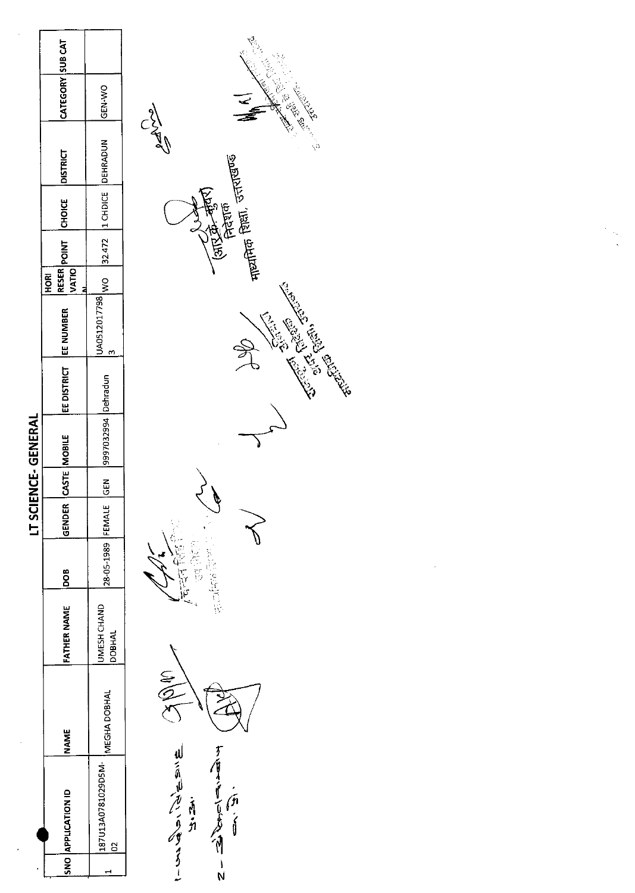# LT SCIENCE- GENERAL

| SNO | APPLICATION ID | NAME | FATHER NAME | DOB | GENDER | CASTE | MOBILE | EE DISTRICT | EE NUMBER | HORI RESER VATION | POINT | CHOICE | DISTRICT | CATEGORY | SUB CAT |
|---|---|---|---|---|---|---|---|---|---|---|---|---|---|---|---|
| 1 | 187U13A0781029D5M-02 | MEGHA DOBHAL | UMESH CHAND DOBHAL | 28-05-1989 | FEMALE | GEN | 9997032994 | Dehradun | UA05120177983 | WO | 32.472 | 1 CHOICE | DEHRADUN | GEN-WO | |

(आर० के० कुँवर)
निदेशक
माध्यमिक शिक्षा, उत्तराखण्ड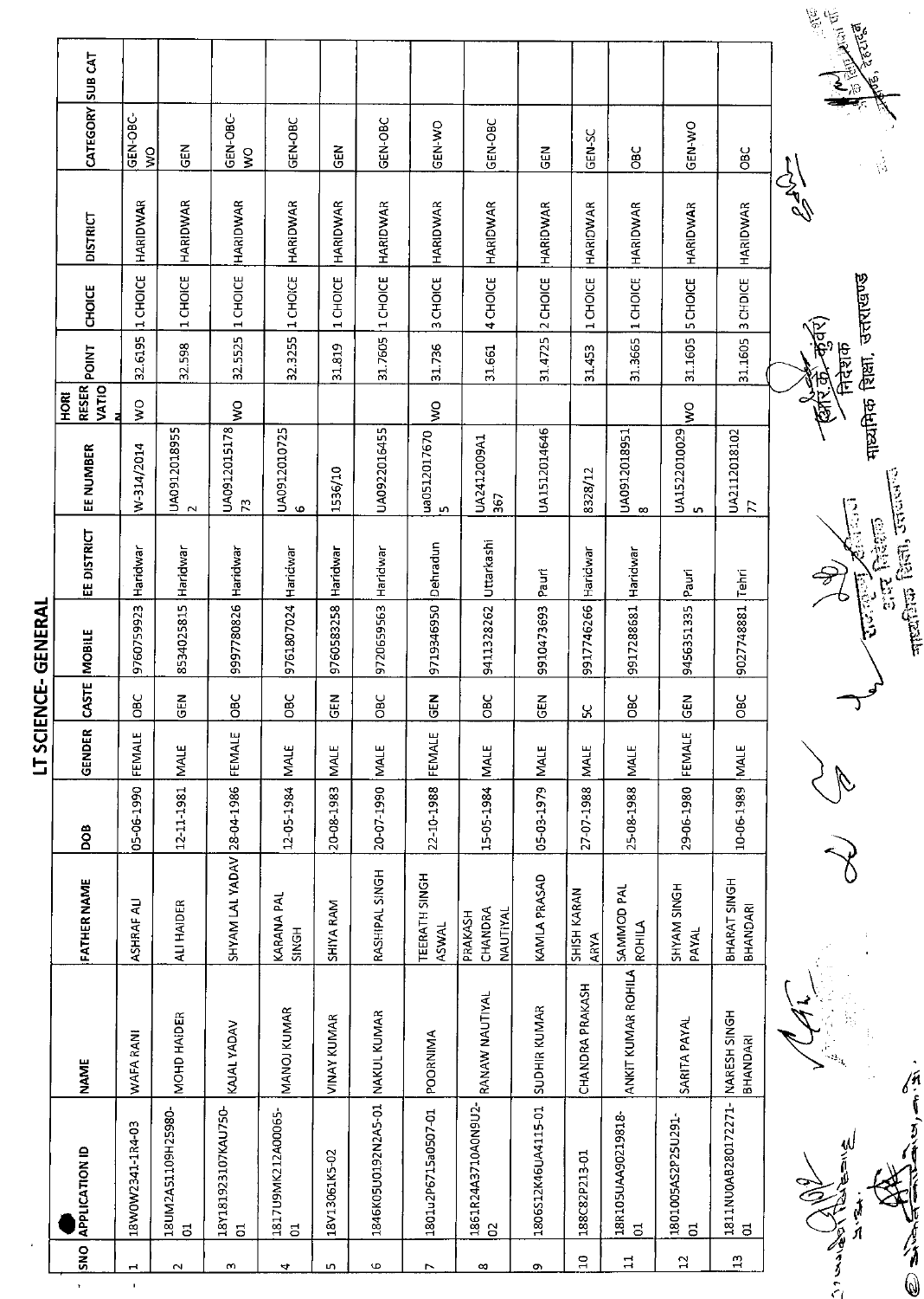# LT SCIENCE- GENERAL

| SNO | APPLICATION ID | NAME | FATHER NAME | DOB | GENDER | CASTE | MOBILE | EE DISTRICT | EE NUMBER | HORI RESER VATION | POINT | CHOICE | DISTRICT | CATEGORY | SUB CAT |
|---|---|---|---|---|---|---|---|---|---|---|---|---|---|---|---|
| 1 | 18W0W2341-1R4-03 | WAFA RANI | ASHRAF ALI | 05-06-1990 | FEMALE | OBC | 9760759923 | Haridwar | W-314/2014 | WO | 32.6195 | 1 CHOICE | HARIDWAR | GEN-OBC-WO | |
| 2 | 18UM2AS1109H25980-01 | MOHD HAIDER | ALI HAIDER | 12-11-1981 | MALE | GEN | 8534025815 | Haridwar | UA0912018955 2 | | 32.598 | 1 CHOICE | HARIDWAR | GEN | |
| 3 | 18Y181923107KAU750-01 | KAJAL YADAV | SHYAM LAL YADAV | 28-04-1986 | FEMALE | OBC | 9997780826 | Haridwar | UA091201517873 | WO | 32.5525 | 1 CHOICE | HARIDWAR | GEN-OBC-WO | |
| 4 | 1817U9MK212A00065-01 | MANOJ KUMAR | KARANA PAL SINGH | 12-05-1984 | MALE | OBC | 9761807024 | Haridwar | UA0912010725 6 | | 32.3255 | 1 CHOICE | HARIDWAR | GEN-OBC | |
| 5 | 18V13061K5-02 | VINAY KUMAR | SHIYA RAM | 20-08-1983 | MALE | GEN | 9760583258 | Haridwar | 1536/10 | | 31.819 | 1 CHOICE | HARIDWAR | GEN | |
| 6 | 1846K05U0192N2A5-01 | NAKUL KUMAR | RASHIPAL SINGH | 20-07-1990 | MALE | OBC | 9720659563 | Haridwar | UA0922016455 | | 31.7605 | 1 CHOICE | HARIDWAR | GEN-OBC | |
| 7 | 1801u2P6715a0507-01 | POORNIMA | TEERATH SINGH ASWAL | 22-10-1988 | FEMALE | GEN | 9719346950 | Dehradun | ua0512017670 5 | WO | 31.736 | 3 CHOICE | HARIDWAR | GEN-WO | |
| 8 | 1861R24A3710A0N9U2-02 | RANAW NAUTIYAL | PRAKASH CHANDRA NAUTIYAL | 15-05-1984 | MALE | OBC | 9411328262 | Uttarkashi | UA2412009A1 367 | | 31.661 | 4 CHOICE | HARIDWAR | GEN-OBC | |
| 9 | 1806S12K46UA4115-01 | SUDHIR KUMAR | KAMLA PRASAD | 05-03-1979 | MALE | GEN | 9910473693 | Pauri | UA1512014646 | | 31.4725 | 2 CHOICE | HARIDWAR | GEN | |
| 10 | 188C82P213-01 | CHANDRA PRAKASH | SHISH KARAN ARYA | 27-07-1988 | MALE | SC | 9917746266 | Haridwar | 8328/12 | | 31.453 | 1 CHOICE | HARIDWAR | GEN-SC | |
| 11 | 18R105UAA90219818-01 | ANKIT KUMAR ROHILA | SAMMOD PAL ROHILA | 25-08-1988 | MALE | OBC | 9917288681 | Haridwar | UA0912018951 8 | | 31.3665 | 1 CHOICE | HARIDWAR | OBC | |
| 12 | 1801005AS2P25U291-01 | SARITA PAYAL | SHYAM SINGH PAYAL | 29-06-1980 | FEMALE | GEN | 9456351335 | Pauri | UA1522010029 5 | WO | 31.1605 | 5 CHOICE | HARIDWAR | GEN-WO | |
| 13 | 1811NU0AB28017271-01 | NARESH SINGH BHANDARI | BHARAT SINGH BHANDARI | 10-06-1989 | MALE | OBC | 9027748881 | Tehri | UA2112018102 77 | | 31.1605 | 3 CHOICE | HARIDWAR | OBC | |

(आर.के. कुंवर)
निदेशक
माध्यमिक शिक्षा, उत्तराखण्ड

अपर निदेशक
माध्यमिक शिक्षा, उत्तराखण्ड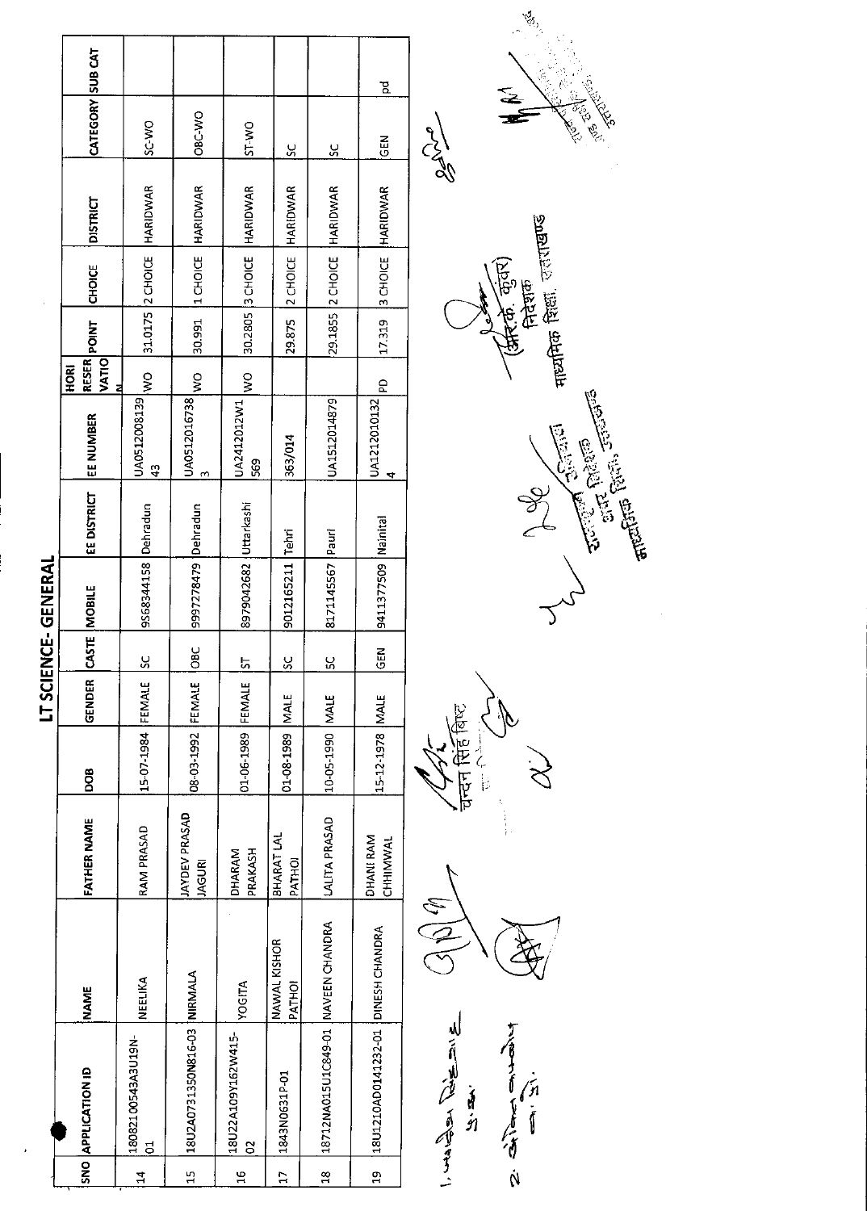## LT SCIENCE- GENERAL

| SNO | APPLICATION ID | NAME | FATHER NAME | DOB | GENDER | CASTE | MOBILE | EE DISTRICT | EE NUMBER | HORI RESERVATION | POINT | CHOICE | DISTRICT | CATEGORY | SUB CAT |
|---|---|---|---|---|---|---|---|---|---|---|---|---|---|---|---|
| 14 | 18082100543A3U19N-01 | NEELIKA | RAM PRASAD | 15-07-1984 | FEMALE | SC | 9568344158 | Dehradun | UA051200813943 | WO | 31.0175 | 2 CHOICE | HARIDWAR | SC-WO | |
| 15 | 18U2A0731350N816-03 | NIRMALA | JAYDEV PRASAD JAGURI | 08-03-1992 | FEMALE | OBC | 9997278479 | Dehradun | UA0512016738 3 | WO | 30.991 | 1 CHOICE | HARIDWAR | OBC-WO | |
| 16 | 18U22A109Y162W415-02 | YOGITA | DHARAM PRAKASH | 01-06-1989 | FEMALE | ST | 8979042682 | Uttarkashi | UA2412012W1 569 | WO | 30.2805 | 3 CHOICE | HARIDWAR | ST-WO | |
| 17 | 1843N0631P-01 | NAWAL KISHOR PATHOI | BHARAT LAL PATHOI | 01-08-1989 | MALE | SC | 9012165211 | Tehri | 363/014 | | 29.875 | 2 CHOICE | HARIDWAR | SC | |
| 18 | 18712NA015U1C849-01 | NAVEEN CHANDRA | LALITA PRASAD | 10-05-1990 | MALE | SC | 8171145567 | Pauri | UA1512014879 | | 29.1855 | 2 CHOICE | HARIDWAR | SC | |
| 19 | 18U1210AD0141232-01 | DINESH CHANDRA | DHANI RAM CHHIMWAL | 15-12-1978 | MALE | GEN | 9411377509 | Nainital | UA1212010132 4 | PD | 17.319 | 3 CHOICE | HARIDWAR | GEN | pd |

चन्दन सिंह बिष्ट

(आर.के. कुंवर)
निदेशक
माध्यमिक शिक्षा, उत्तराखण्ड

अपर निदेशक
माध्यमिक शिक्षा, उत्तराखण्ड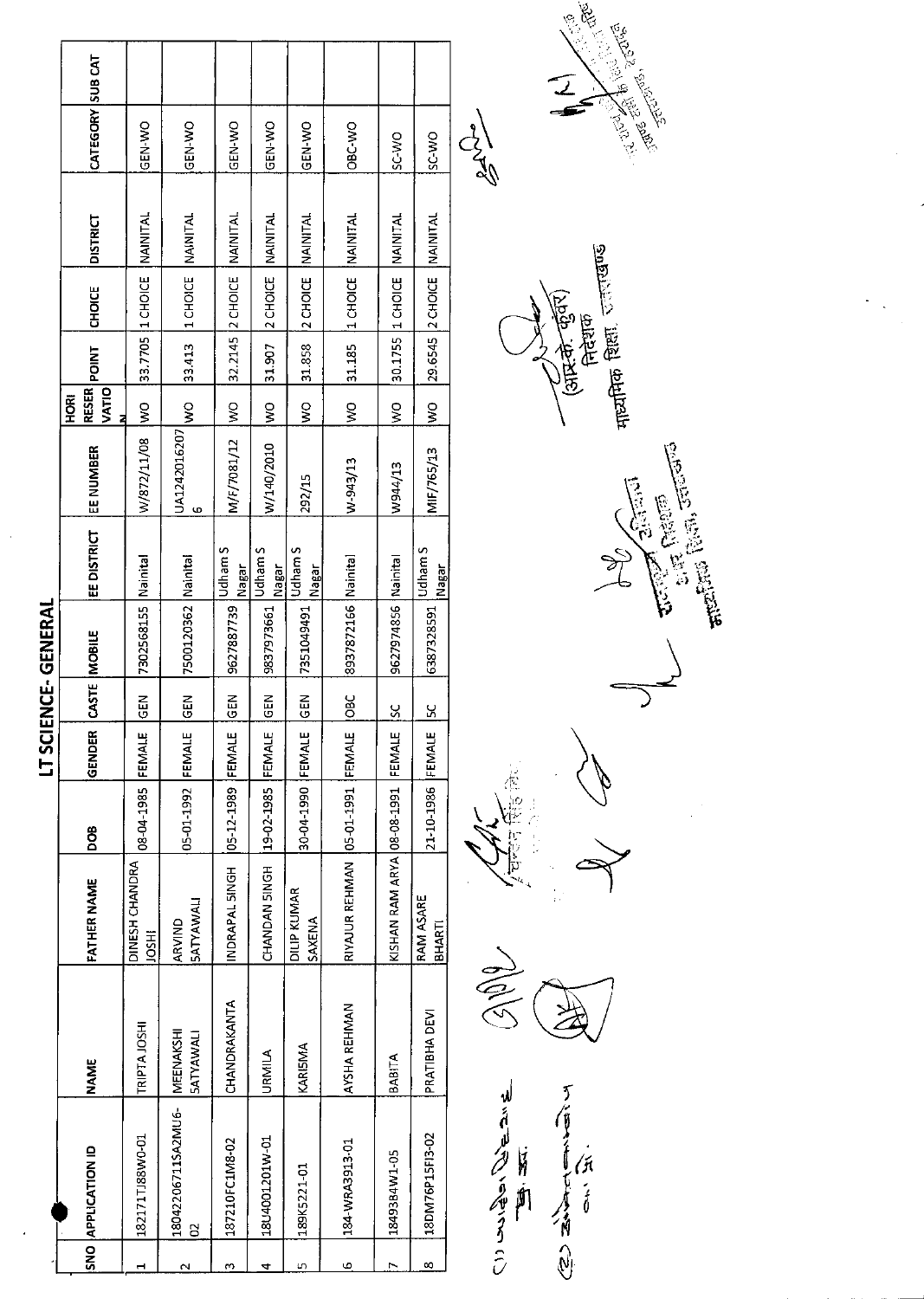# LT SCIENCE- GENERAL

| SNO | APPLICATION ID | NAME | FATHER NAME | DOB | GENDER | CASTE | MOBILE | EE DISTRICT | EE NUMBER | HORI RESERVATION | POINT | CHOICE | DISTRICT | CATEGORY | SUB CAT |
|---|---|---|---|---|---|---|---|---|---|---|---|---|---|---|---|
| 1 | 182171TJ88W0-01 | TRIPTA JOSHI | DINESH CHANDRA JOSHI | 08-04-1985 | FEMALE | GEN | 7302568155 | Nainital | W/872/11/08 | WO | 33.7705 | 1 CHOICE | NAINITAL | GEN-WO | |
| 2 | 18042206711SA2MU6-02 | MEENAKSHI SATYAWALI | ARVIND SATYAWALI | 05-01-1992 | FEMALE | GEN | 7500120362 | Nainital | UA1242016207 6 | WO | 33.413 | 1 CHOICE | NAINITAL | GEN-WO | |
| 3 | 187210FC1M8-02 | CHANDRAKANTA | INDRAPAL SINGH | 05-12-1989 | FEMALE | GEN | 9627887739 | Udham S Nagar | M/F/7081/12 | WO | 32.2145 | 2 CHOICE | NAINITAL | GEN-WO | |
| 4 | 18U4001201W-01 | URMILA | CHANDAN SINGH | 19-02-1985 | FEMALE | GEN | 9837973661 | Udham S Nagar | W/140/2010 | WO | 31.907 | 2 CHOICE | NAINITAL | GEN-WO | |
| 5 | 189K5221-01 | KARISMA | DILIP KUMAR SAXENA | 30-04-1990 | FEMALE | GEN | 7351049491 | Udham S Nagar | 292/15 | WO | 31.858 | 2 CHOICE | NAINITAL | GEN-WO | |
| 6 | 184-WRA3913-01 | AYSHA REHMAN | RIYAJUR REHMAN | 05-01-1991 | FEMALE | OBC | 8937872166 | Nainital | W-943/13 | WO | 31.185 | 1 CHOICE | NAINITAL | OBC-WO | |
| 7 | 184938B4W1-05 | BABITA | KISHAN RAM ARYA | 08-08-1991 | FEMALE | SC | 9627974856 | Nainital | W944/13 | WO | 30.1755 | 1 CHOICE | NAINITAL | SC-WO | |
| 8 | 18DM76P15FI3-02 | PRATIBHA DEVI | RAM ASARE BHARTI | 21-10-1986 | FEMALE | SC | 6387328591 | Udham S Nagar | MIF/765/13 | WO | 29.6545 | 2 CHOICE | NAINITAL | SC-WO | |

(आर.के. कुंवर)
निदेशक
माध्यमिक शिक्षा, उत्तराखण्ड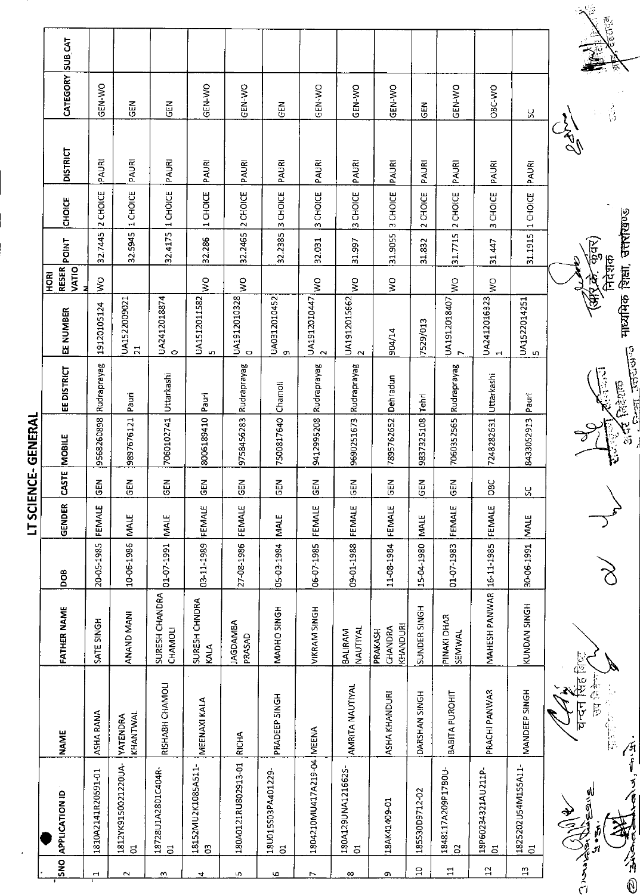# LT SCIENCE- GENERAL

| SNO | APPLICATION ID | NAME | FATHER NAME | DOB | GENDER | CASTE | MOBILE | EE DISTRICT | EE NUMBER | HORI RESERVATION | POINT | CHOICE | DISTRICT | CATEGORY | SUB CAT |
|---|---|---|---|---|---|---|---|---|---|---|---|---|---|---|---|
| 1 | 1810A2141R20591-01 | ASHA RANA | SATE SINGH | 20-05-1985 | FEMALE | GEN | 9568260898 | Rudraprayag | 19120105124 | WO | 32.7445 | 2 CHOICE | PAURI | GEN-WO | |
| 2 | 1812YK9150021220UA-01 | YATENDRA KHANTWAL | ANAND MANI | 10-06-1986 | MALE | GEN | 9897676121 | Pauri | UA152200902121 | | 32.5945 | 1 CHOICE | PAURI | GEN | |
| 3 | 18728U1A2801C404R-01 | RISHABH CHAMOLI | SURESH CHANDRA CHAMOLI | 01-07-1991 | MALE | GEN | 7060102741 | Uttarkashi | UA24120188740 | | 32.4175 | 1 CHOICE | PAURI | GEN | |
| 4 | 18152MU2K1085A511-03 | MEENAXI KALA | SURESH CHNDRA KALA | 03-11-1989 | FEMALE | GEN | 8006189410 | Pauri | UA15120115825 | WO | 32.286 | 1 CHOICE | PAURI | GEN-WO | |
| 5 | 180A0121RU802913-01 | RICHA | JAGDAMBA PRASAD | 27-08-1986 | FEMALE | GEN | 9758456283 | Rudraprayag | UA19120103280 | WO | 32.2465 | 2 CHOICE | PAURI | GEN-WO | |
| 6 | 18U015S03PA401229-01 | PRADEEP SINGH | MADHO SINGH | 05-03-1984 | MALE | GEN | 7500817640 | Chamoli | UA03120104529 | | 32.2385 | 3 CHOICE | PAURI | GEN | |
| 7 | 1804210MU417A219-04 | MEENA | VIKRAM SINGH | 06-07-1985 | FEMALE | GEN | 9412995208 | Rudraprayag | UA19120104472 | WO | 32.031 | 3 CHOICE | PAURI | GEN-WO | |
| 8 | 180A129UNA121662S-01 | AMRITA NAUTIYAL | BALIRAM NAUTIYAL | 09-01-1988 | FEMALE | GEN | 9690251673 | Rudraprayag | UA19120156622 | WO | 31.997 | 3 CHOICE | PAURI | GEN-WO | |
| 9 | 18AK41409-01 | ASHA KHANDURI | PRAKASH CHANDRA KHANDURI | 11-08-1984 | FEMALE | GEN | 7895762652 | Dehradun | 904/14 | WO | 31.9055 | 3 CHOICE | PAURI | GEN-WO | |
| 10 | 18553OD9712-02 | DARSHAN SINGH | SUNDER SINGH | 15-04-1980 | MALE | GEN | 9837325108 | Tehri | 7529/013 | | 31.832 | 2 CHOICE | PAURI | GEN | |
| 11 | 1848117A209P17B0U-02 | BABITA PUROHIT | PINAKI DHAR SEMWAL | 01-07-1983 | FEMALE | GEN | 7060352565 | Rudraprayag | UA19120184077 | WO | 31.7715 | 2 CHOICE | PAURI | GEN-WO | |
| 12 | 18P6023432​1AU211P-01 | PRACHI PANWAR | MAHESH PANWAR | 16-11-1985 | FEMALE | OBC | 7248282631 | Uttarkashi | UA24120163231 | WO | 31.447 | 3 CHOICE | PAURI | OBC-WO | |
| 13 | 1825202U54M1S5A11-01 | MANDEEP SINGH | KUNDAN SINGH | 30-06-1991 | MALE | SC | 8433052913 | Pauri | UA15220142515 | | 31.1915 | 1 CHOICE | PAURI | SC | |

चन्दन सिंह बिष्ट
उप निदेशक

(आर.के. कुंवर)
निदेशक
माध्यमिक शिक्षा, उत्तराखण्ड

अपर निदेशक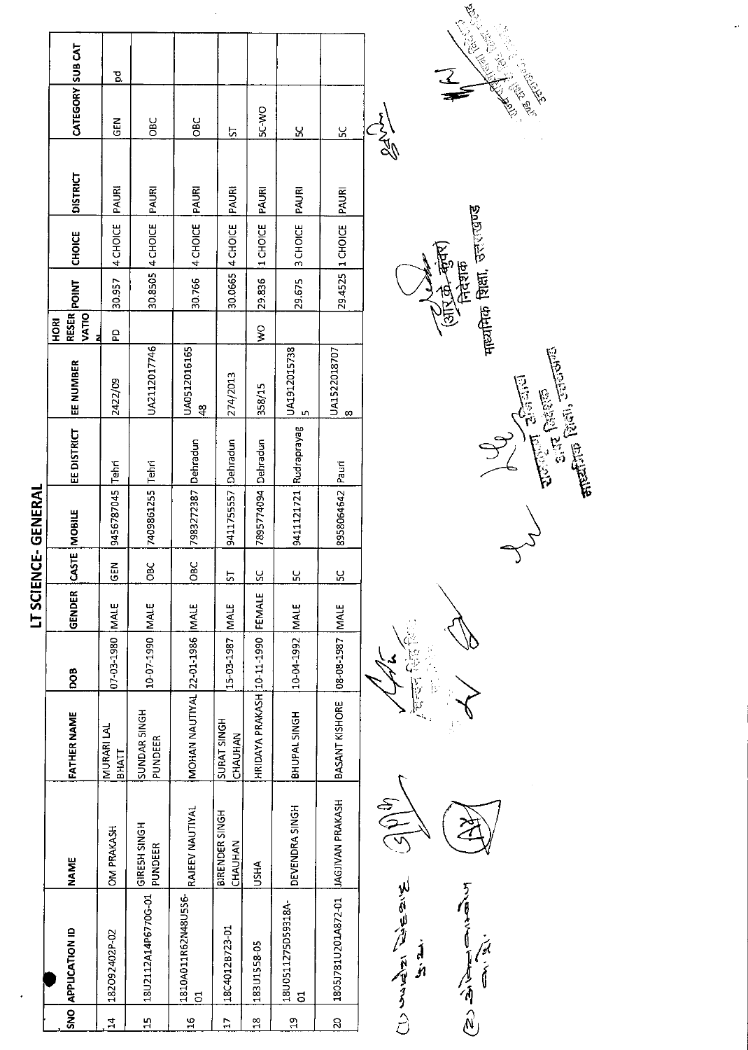# LT SCIENCE- GENERAL

| SNO | APPLICATION ID | NAME | FATHER NAME | DOB | GENDER | CASTE | MOBILE | EE DISTRICT | EE NUMBER | HORI RESERVATION | POINT | CHOICE | DISTRICT | CATEGORY | SUB CAT |
|---|---|---|---|---|---|---|---|---|---|---|---|---|---|---|---|
| 14 | 182O92402P-02 | OM PRAKASH | MURARI LAL BHATT | 07-03-1980 | MALE | GEN | 9456787045 | Tehri | 2422/09 | PD | 30.957 | 4 CHOICE | PAURI | GEN | pd |
| 15 | 18U2112A14P6770G-01 | GIRESH SINGH PUNDEER | SUNDAR SINGH PUNDEER | 10-07-1990 | MALE | OBC | 7409861255 | Tehri | UA2112017746 | | 30.8505 | 4 CHOICE | PAURI | OBC | |
| 16 | 1810A011R62N48U556-01 | RAJEEV NAUTIYAL | MOHAN NAUTIYAL | 22-01-1986 | MALE | OBC | 7983272387 | Dehradun | UA051201616548 | | 30.766 | 4 CHOICE | PAURI | OBC | |
| 17 | 18C4012B723-01 | BIRENDER SINGH CHAUHAN | SURAT SINGH CHAUHAN | 15-03-1987 | MALE | ST | 9411755557 | Dehradun | 274/2013 | | 30.0665 | 4 CHOICE | PAURI | ST | |
| 18 | 183U1558-05 | USHA | HRIDAYA PRAKASH | 10-11-1990 | FEMALE | SC | 7895774094 | Dehradun | 358/15 | WO | 29.836 | 1 CHOICE | PAURI | SC-WO | |
| 19 | 18U0511275D59318A-01 | DEVENDRA SINGH | BHUPAL SINGH | 10-04-1992 | MALE | SC | 9411121721 | Rudraprayag | UA19120157385 | | 29.675 | 3 CHOICE | PAURI | SC | |
| 20 | 1805J781U201A872-01 | JAGJIVAN PRAKASH | BASANT KISHORE | 08-08-1987 | MALE | SC | 8958064642 | Pauri | UA15220187078 | | 29.4525 | 1 CHOICE | PAURI | SC | |

(आर0 के0 कुंवर)
निदेशक
माध्यमिक शिक्षा, उत्तराखण्ड

अपर निदेशक
माध्यमिक शिक्षा, उत्तराखण्ड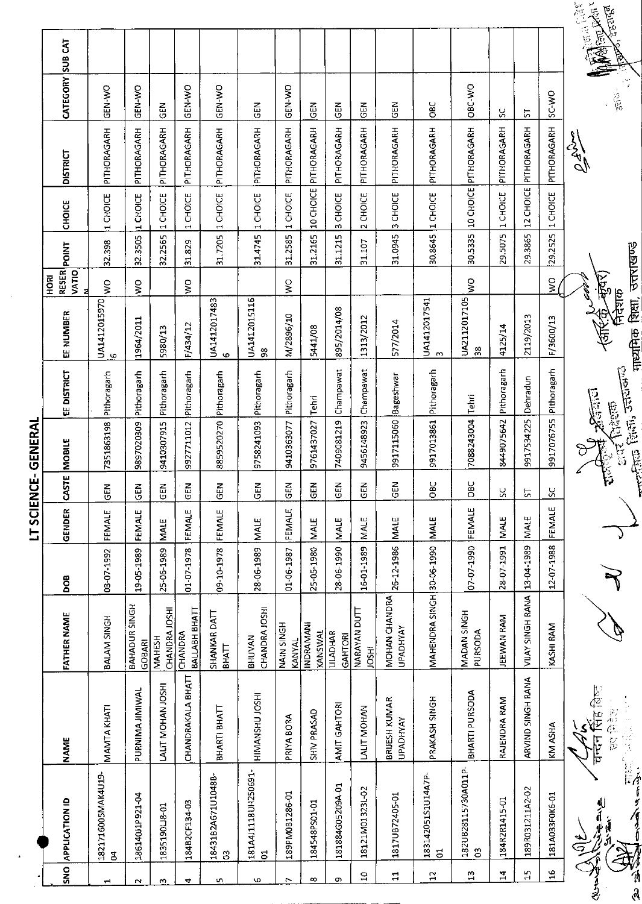# LT SCIENCE- GENERAL

| SNO | APPLICATION ID | NAME | FATHER NAME | DOB | GENDER | CASTE | MOBILE | EE DISTRICT | EE NUMBER | HORI RESERVATION | POINT | CHOICE | DISTRICT | CATEGORY | SUB CAT |
|---|---|---|---|---|---|---|---|---|---|---|---|---|---|---|---|
| 1 | 18217160O5MAK4U19-04 | MAMTA KHATI | BALAM SINGH | 03-07-1992 | FEMALE | GEN | 7351863198 | Pithoragarh | UA14120159706 | WO | 32.398 | 1 CHOICE | PITHORAGARH | GEN-WO | |
| 2 | 18614OJ1P921-04 | PURNIMA JIMIWAL | BAHADUR SINGH GOBARI | 19-05-1989 | FEMALE | GEN | 9897020309 | Pithoragarh | 1964/2011 | WO | 32.3505 | 1 CHOICE | PITHORAGARH | GEN-WO | |
| 3 | 1835190LJ8-01 | LALIT MOHAN JOSHI | MAHESH CHANDRA JOSHI | 25-06-1989 | MALE | GEN | 9410307915 | Pithoragarh | 5980/13 | | 32.2565 | 1 CHOICE | PITHORAGARH | GEN | |
| 4 | 184B2CF134-03 | CHANDRAKALA BHATT | CHANDRA BALLABH BHATT | 01-07-1978 | FEMALE | GEN | 9927711012 | Pithoragarh | F/434/12 | WO | 31.829 | 1 CHOICE | PITHORAGARH | GEN-WO | |
| 5 | 18431B2A671U10488-03 | BHARTI BHATT | SHANKAR DATT BHATT | 09-10-1978 | FEMALE | GEN | 8859520270 | Pithoragarh | UA1412017483 6 | WO | 31.7205 | 1 CHOICE | PITHORAGARH | GEN-WO | |
| 6 | 181A4J1118UH250691-01 | HIMANSHU JOSHI | BHUVAN CHANDRA JOSHI | 28-06-1989 | MALE | GEN | 9758241093 | Pithoragarh | UA1412015116 98 | | 31.4745 | 1 CHOICE | PITHORAGARH | GEN | |
| 7 | 189PM0B1286-01 | PRIYA BORA | NAIN SINGH KANYAL | 01-06-1987 | FEMALE | GEN | 9410363077 | Pithoragarh | M/2896/10 | WO | 31.2585 | 1 CHOICE | PITHORAGARH | GEN-WO | |
| 8 | 184548PS01-01 | SHIV PRASAD | INDRA MANI KANSWAL | 25-05-1980 | MALE | GEN | 9761437027 | Tehri | 5441/08 | | 31.2165 | 10 CHOICE | PITHORAGARH | GEN | |
| 9 | 181884G05209A-01 | AMIT GAHTORI | LILADHAR GAHTORI | 28-06-1990 | MALE | GEN | 7409081219 | Champawat | 895/2014/08 | | 31.1215 | 3 CHOICE | PITHORAGARH | GEN | |
| 10 | 18121M01323L-02 | LALIT MOHAN | NARAYAN DUTT JOSHI | 16-01-1989 | MALE | GEN | 9456148923 | Champawat | 1313/2012 | | 31.107 | 2 CHOICE | PITHORAGARH | GEN | |
| 11 | 1817UB72405-01 | BRIJESH KUMAR UPADHYAY | MOHAN CHANDRA UPADHYAY | 26-12-1986 | MALE | GEN | 9917115060 | Bageshwar | 577/2014 | | 31.0945 | 3 CHOICE | PITHORAGARH | GEN | |
| 12 | 183142051S1U14A7P-01 | PRAKASH SINGH | MAHENDRA SINGH | 30-06-1990 | MALE | OBC | 9917013861 | Pithoragarh | UA1412017541 3 | | 30.8645 | 1 CHOICE | PITHORAGARH | OBC | |
| 13 | 182UB28115730A011P-03 | BHARTI PURSODA | MADAN SINGH PURSODA | 07-07-1990 | FEMALE | OBC | 7088243004 | Tehri | UA2112017105 38 | WO | 30.5335 | 10 CHOICE | PITHORAGARH | OBC-WO | |
| 14 | 184R2R1415-01 | RAJENDRA RAM | JEEWAN RAM | 28-07-1991 | MALE | SC | 8449075642 | Pithoragarh | 4125/14 | | 29.5075 | 1 CHOICE | PITHORAGARH | SC | |
| 15 | 189R031211A2-02 | ARVIND SINGH RANA | VIJAY SINGH RANA | 13-04-1989 | MALE | ST | 9917534225 | Dehradun | 2119/2013 | | 29.3865 | 12 CHOICE | PITHORAGARH | ST | |
| 16 | 181A033F0K6-01 | KM ASHA | KASHI RAM | 12-07-1988 | FEMALE | SC | 9917076755 | Pithoragarh | F/3600/13 | WO | 29.2525 | 1 CHOICE | PITHORAGARH | SC-WO | |

(आर० के० कुंवर)
निदेशक
माध्यमिक शिक्षा, उत्तराखण्ड

चन्दन सिंह बिष्ट
उप निदेशक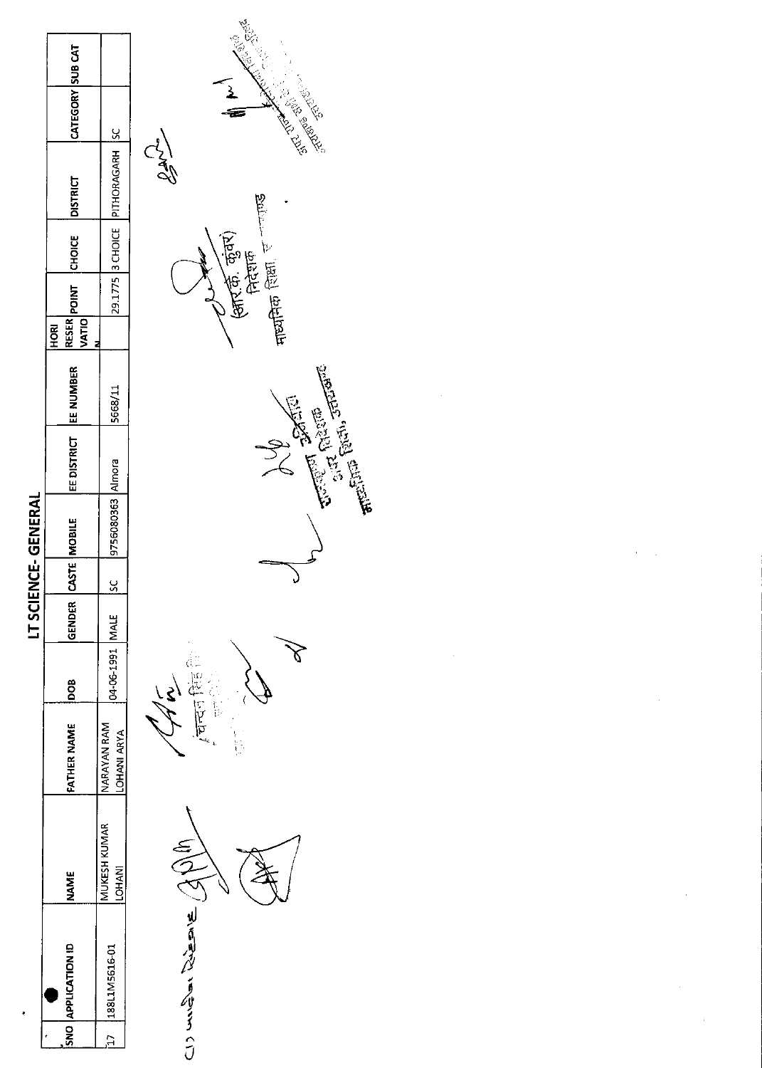# LT SCIENCE- GENERAL

| SNO | APPLICATION ID | NAME | FATHER NAME | DOB | GENDER | CASTE | MOBILE | EE DISTRICT | EE NUMBER | HORI RESER VATION | POINT | CHOICE | DISTRICT | CATEGORY | SUB CAT |
|---|---|---|---|---|---|---|---|---|---|---|---|---|---|---|---|
| 17 | 188L1M5616-01 | MUKESH KUMAR LOHANI | NARAYAN RAM LOHANI ARYA | 04-06-1991 | MALE | SC | 9756080363 | Almora | 5668/11 | | 29.1775 | 3 CHOICE | PITHORAGARH | SC | |

(आर.के. कुंवर)
निदेशक
माध्यमिक शिक्षा उत्तराखण्ड

अपर निदेशक
माध्यमिक शिक्षा, उत्तराखण्ड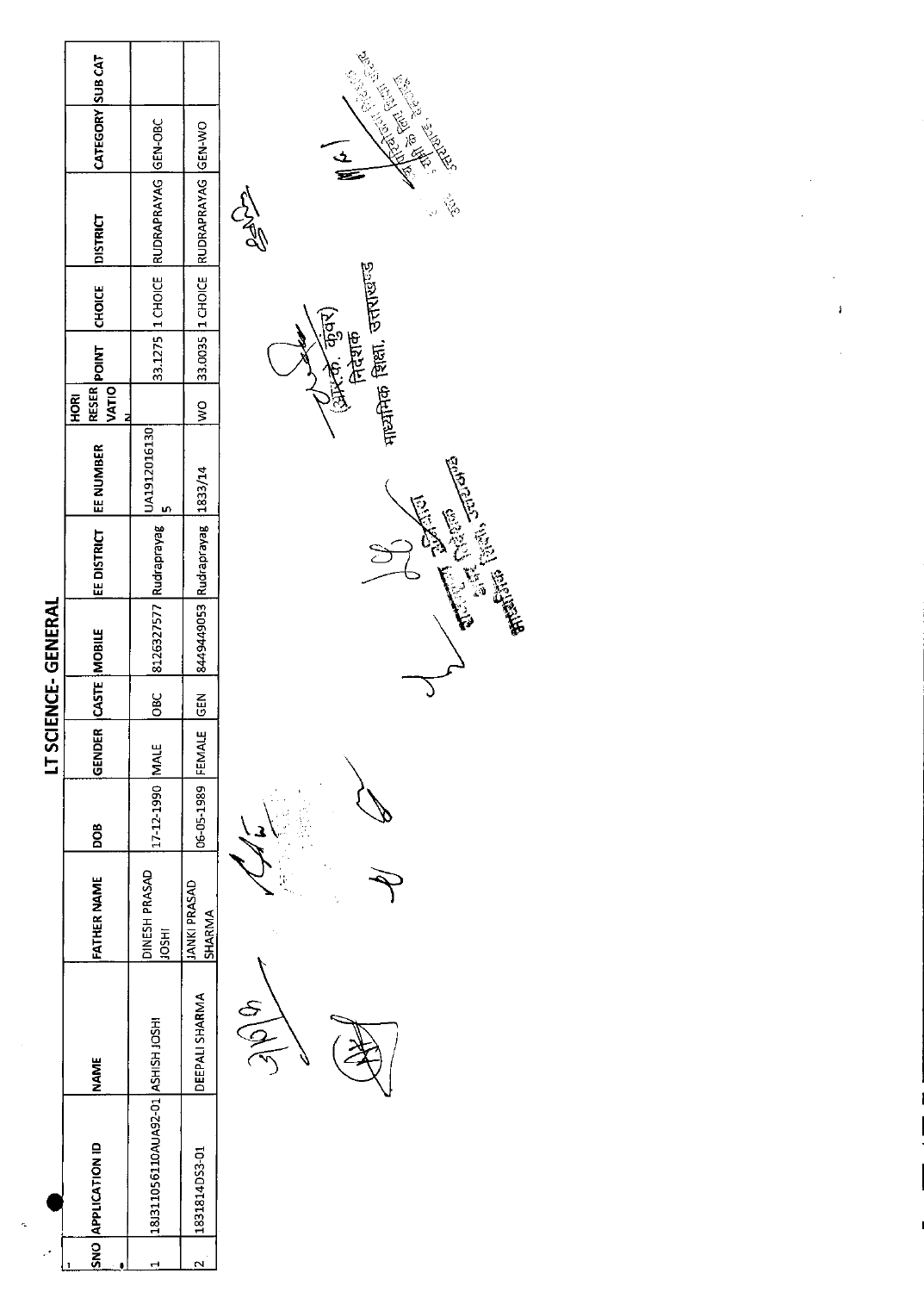# LT SCIENCE- GENERAL

| SNO | APPLICATION ID | NAME | FATHER NAME | DOB | GENDER | CASTE | MOBILE | EE DISTRICT | EE NUMBER | HORI RESER VATIO N | POINT | CHOICE | DISTRICT | CATEGORY | SUB CAT |
|---|---|---|---|---|---|---|---|---|---|---|---|---|---|---|---|
| 1 | 18J311056110AUA92-01 | ASHISH JOSHI | DINESH PRASAD JOSHI | 17-12-1990 | MALE | OBC | 8126327577 | Rudraprayag | UA1912016130 5 | | 33.1275 | 1 CHOICE | RUDRAPRAYAG | GEN-OBC | |
| 2 | 1831814DS3-01 | DEEPALI SHARMA | JANKI PRASAD SHARMA | 06-05-1989 | FEMALE | GEN | 8449449053 | Rudraprayag | 1833/14 | WO | 33.0035 | 1 CHOICE | RUDRAPRAYAG | GEN-WO | |

(आर.के. कुंवर)
निदेशक
माध्यमिक शिक्षा, उत्तराखण्ड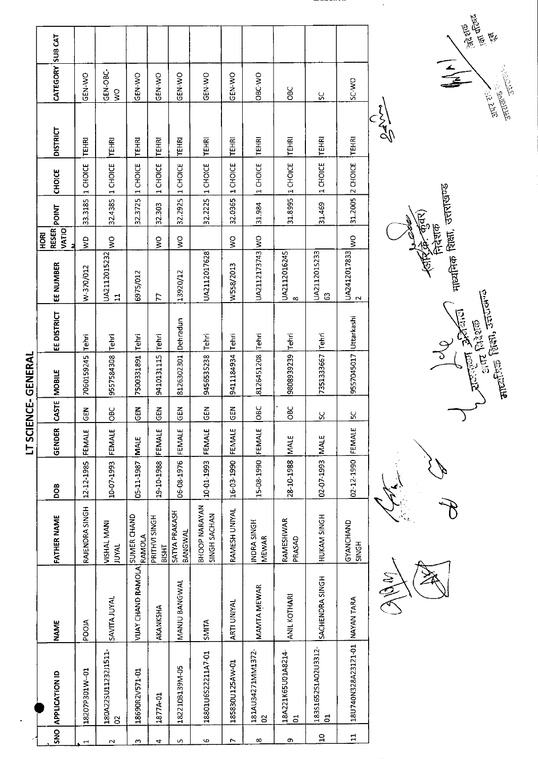# LT SCIENCE- GENERAL

| SNO | APPLICATION ID | NAME | FATHER NAME | DOB | GENDER | CASTE | MOBILE | EE DISTRICT | EE NUMBER | HORI RESERVATION | POINT | CHOICE | DISTRICT | CATEGORY | SUB CAT |
|---|---|---|---|---|---|---|---|---|---|---|---|---|---|---|---|
| 1 | 18207P301W--01 | POOJA | RAJENDRA SINGH | 12-12-1985 | FEMALE | GEN | 7060159245 | Tehri | W-370/012 | WO | 33.3185 | 1 CHOICE | TEHRI | GEN-WO | |
| 2 | 180A22SU1123J1511-02 | SAVITA JUYAL | VISHAL MANI JUYAL | 10-07-1993 | FEMALE | OBC | 9557584308 | Tehri | UA2112015232 11 | WO | 32.4385 | 1 CHOICE | TEHRI | GEN-OBC-WO | |
| 3 | 18690R2V571-01 | VIJAY CHAND RAMOLA | SUMER CHAND RAMOLA | 05-11-1987 | MALE | GEN | 7500331891 | Tehri | 6975/012 | | 32.3725 | 1 CHOICE | TEHRI | GEN-WO | |
| 4 | 1877A-01 | AKANKSHA | PRITHVI SINGH BISHT | 19-10-1988 | FEMALE | GEN | 9410131115 | Tehri | 77 | WO | 32.303 | 1 CHOICE | TEHRI | GEN-WO | |
| 5 | 182210B139M-05 | MANJU BANGWAL | SATYA PRAKASH BANGWAL | 06-08-1976 | FEMALE | GEN | 8126302301 | Dehradun | 13920/12 | WO | 32.2925 | 1 CHOICE | TEHRI | GEN-WO | |
| 6 | 18801U6S2211A7-01 | SMITA | BHOOP NARAYAN SINGH SACHAN | 10-01-1993 | FEMALE | GEN | 9456535238 | Tehri | UA2112017628 | | 32.2225 | 1 CHOICE | TEHRI | GEN-WO | |
| 7 | 185830U125AW-01 | ARTI UNIYAL | RAMESH UNIYAL | 16-03-1990 | FEMALE | GEN | 9411184934 | Tehri | W558/2013 | WO | 32.0365 | 1 CHOICE | TEHRI | GEN-WO | |
| 8 | 181AU34271MM1372-02 | MAMTA MEWAR | INDRA SINGH MEWAR | 15-08-1990 | FEMALE | OBC | 8126451208 | Tehri | UA2112173743 | WO | 31.984 | 1 CHOICE | TEHRI | OBC-WO | |
| 9 | 18A221K65U01A8214-01 | ANIL KOTHARI | RAMESHWAR PRASAD | 28-10-1988 | MALE | OBC | 9808939239 | Tehri | UA2112016245 8 | | 31.8995 | 1 CHOICE | TEHRI | OBC | |
| 10 | 183S1652S1A02U3312-01 | SACHENDRA SINGH | HUKAM SINGH | 02-07-1993 | MALE | SC | 7351333667 | Tehri | UA2112015233 63 | | 31.469 | 1 CHOICE | TEHRI | SC | |
| 11 | 18U740N328A23121-01 | NAYAN TARA | GYANCHAND SINGH | 02-12-1990 | FEMALE | SC | 9557045017 | Uttarkashi | UA2412017833 2 | WO | 31.2005 | 2 CHOICE | TEHRI | SC-WO | |

(आर.के. कुंवर)
निदेशक
माध्यमिक शिक्षा, उत्तराखण्ड

उप निदेशक
माध्यमिक शिक्षा, उत्तराखण्ड

अपर निदेशक
शिक्षा परिषद
उत्तराखण्ड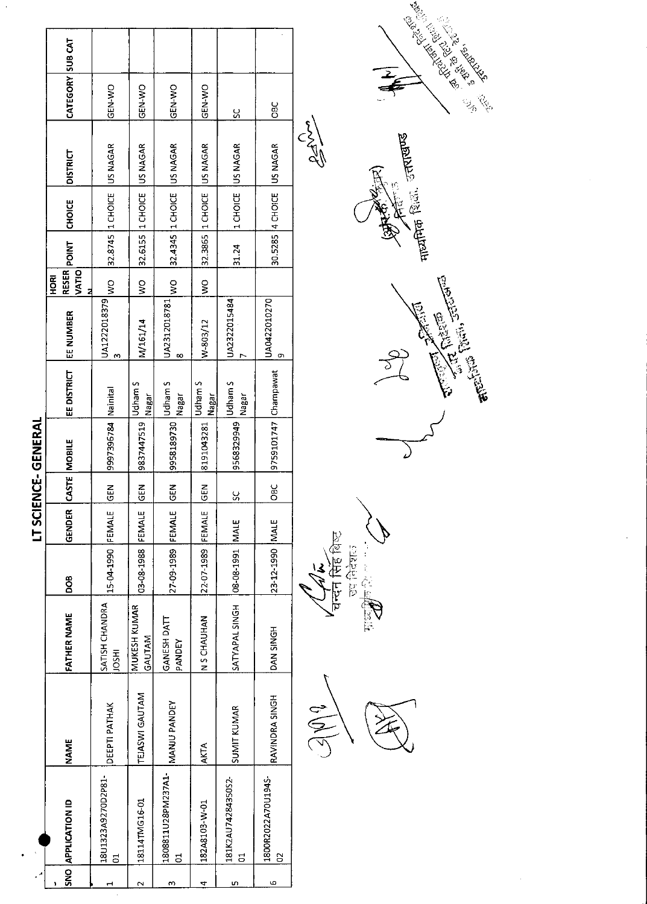# LT SCIENCE- GENERAL

| SNO | APPLICATION ID | NAME | FATHER NAME | DOB | GENDER | CASTE | MOBILE | EE DISTRICT | EE NUMBER | HORI RESER VATION | POINT | CHOICE | DISTRICT | CATEGORY | SUB CAT |
|---|---|---|---|---|---|---|---|---|---|---|---|---|---|---|---|
| 1 | 18U1323A9270D2P81-01 | DEEPTI PATHAK | SATISH CHANDRA JOSHI | 15-04-1990 | FEMALE | GEN | 9997396784 | Nainital | UA12220183793 | WO | 32.8745 | 1 CHOICE | US NAGAR | GEN-WO | |
| 2 | 18114TMG16-01 | TEJASWI GAUTAM | MUKESH KUMAR GAUTAM | 03-08-1988 | FEMALE | GEN | 9837447519 | Udham S Nagar | M/161/14 | WO | 32.6155 | 1 CHOICE | US NAGAR | GEN-WO | |
| 3 | 1808811U28PM237A1-01 | MANJU PANDEY | GANESH DATT PANDEY | 27-09-1989 | FEMALE | GEN | 9958189730 | Udham S Nagar | UA23120187818 | WO | 32.4345 | 1 CHOICE | US NAGAR | GEN-WO | |
| 4 | 182A8103-W-01 | AKTA | N S CHAUHAN | 22-07-1989 | FEMALE | GEN | 8191043281 | Udham S Nagar | W-803/12 | WO | 32.3865 | 1 CHOICE | US NAGAR | GEN-WO | |
| 5 | 181K2AU7428435052-01 | SUMIT KUMAR | SATYAPAL SINGH | 08-08-1991 | MALE | SC | 9568329949 | Udham S Nagar | UA23220154847 | | 31.24 | 1 CHOICE | US NAGAR | SC | |
| 6 | 1800R2022A70U194S-02 | RAVINDRA SINGH | DAN SINGH | 23-12-1990 | MALE | OBC | 9759101747 | Champawat | UA04220102709 | | 30.5285 | 4 CHOICE | US NAGAR | OBC | |

चन्दन सिंह बिष्ट
उप निदेशक

उप निदेशक
माध्यमिक शिक्षा, उत्तराखण्ड

निदेशक
माध्यमिक शिक्षा, उत्तराखण्ड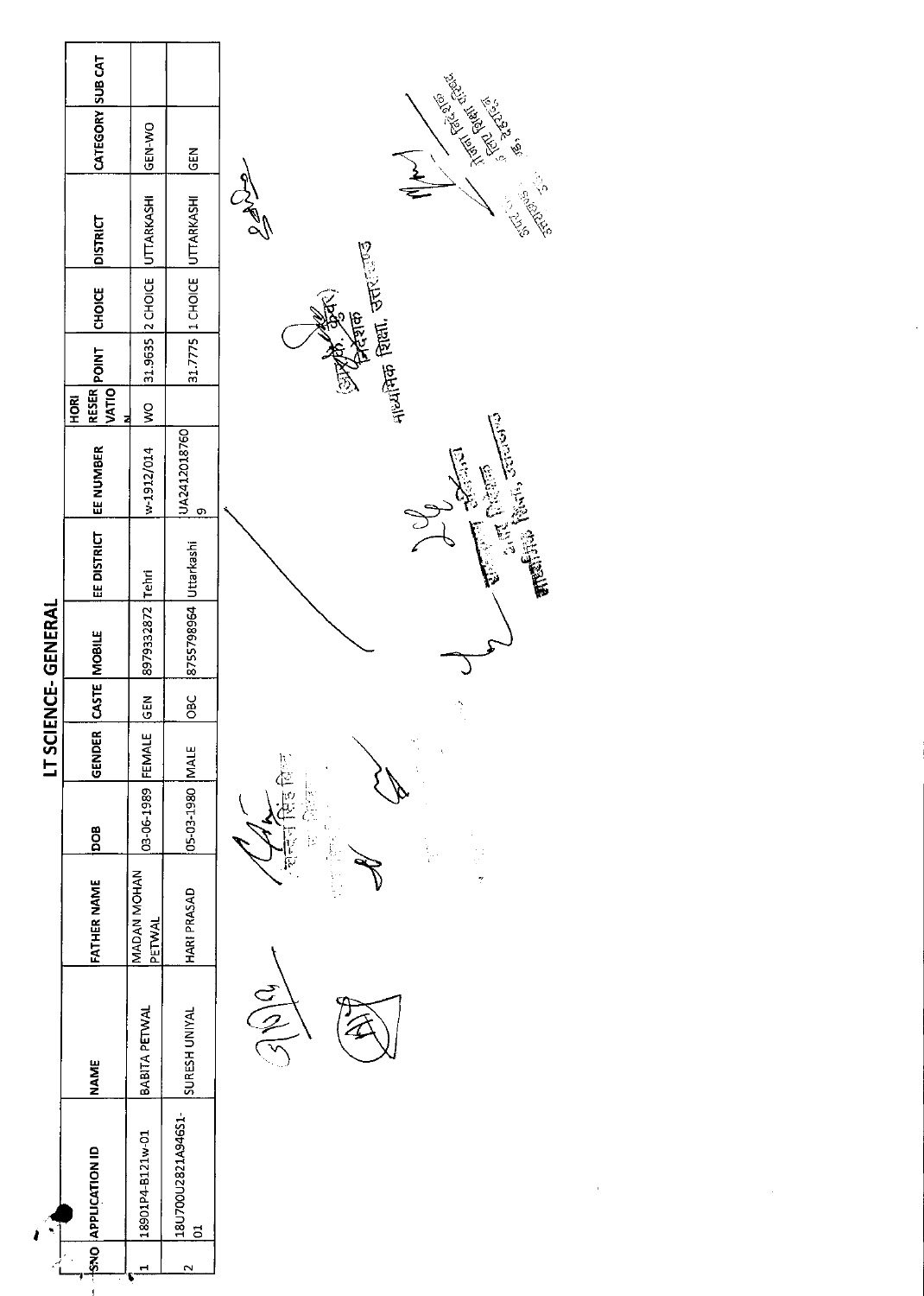# LT SCIENCE- GENERAL

| SNO | APPLICATION ID | NAME | FATHER NAME | DOB | GENDER | CASTE | MOBILE | EE DISTRICT | EE NUMBER | HORI RESERVATION | POINT | CHOICE | DISTRICT | CATEGORY | SUB CAT |
|---|---|---|---|---|---|---|---|---|---|---|---|---|---|---|---|
| 1 | 18901P4-B121w-01 | BABITA PETWAL | MADAN MOHAN PETWAL | 03-06-1989 | FEMALE | GEN | 8979332872 | Tehri | w-1912/014 | WO | 31.9635 | 2 CHOICE | UTTARKASHI | GEN-WO | |
| 2 | 18U700U2821A946S1-01 | SURESH UNIYAL | HARI PRASAD | 05-03-1980 | MALE | OBC | 8755798964 | Uttarkashi | UA2412018760 9 | | 31.7775 | 1 CHOICE | UTTARKASHI | GEN | |

निदेशक माध्यमिक शिक्षा, उत्तराखण्ड